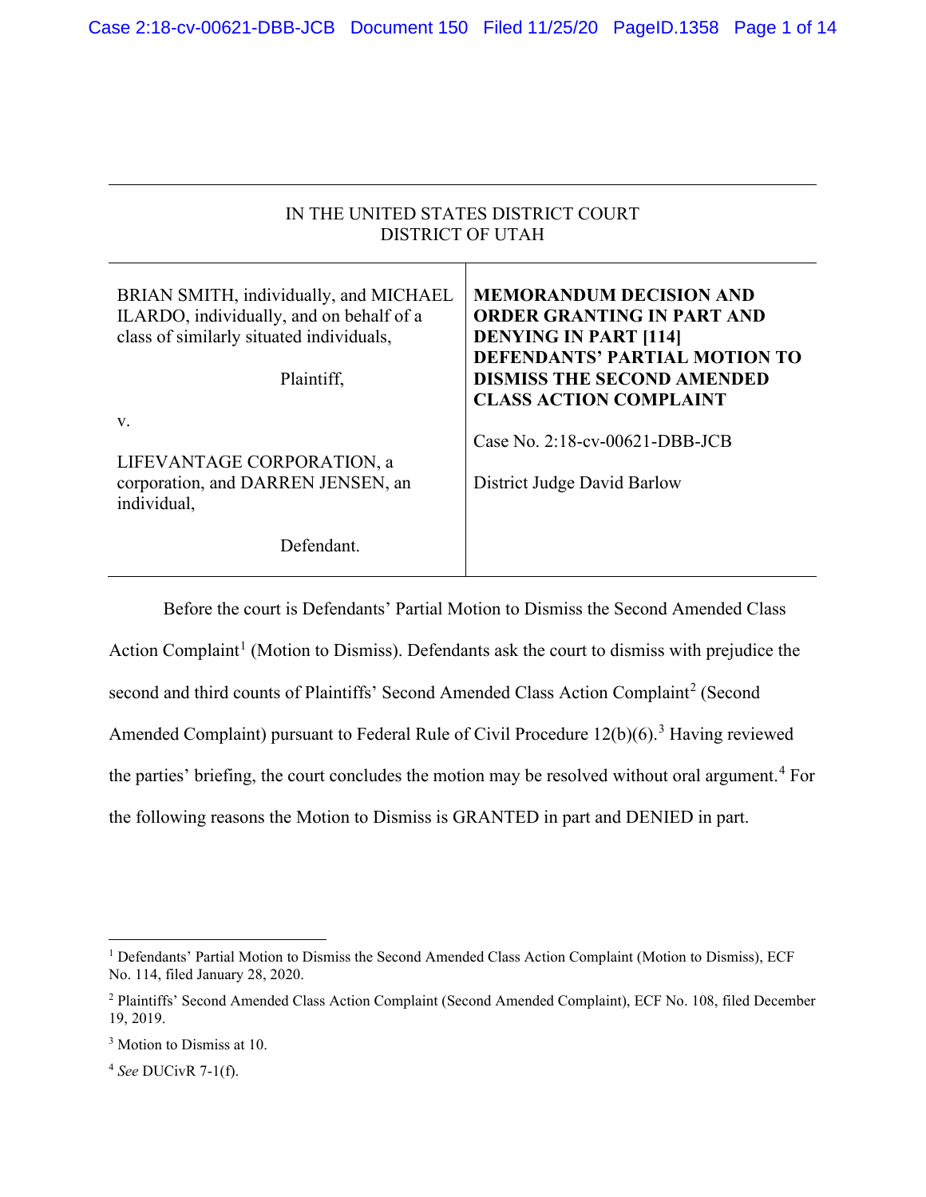IN THE UNITED STATES DISTRICT COURT
DISTRICT OF UTAH

| | |
|---|---|
| BRIAN SMITH, individually, and MICHAEL ILARDO, individually, and on behalf of a class of similarly situated individuals,<br><br>Plaintiff,<br><br>v.<br><br>LIFEVANTAGE CORPORATION, a corporation, and DARREN JENSEN, an individual,<br><br>Defendant. | **MEMORANDUM DECISION AND ORDER GRANTING IN PART AND DENYING IN PART [114] DEFENDANTS' PARTIAL MOTION TO DISMISS THE SECOND AMENDED CLASS ACTION COMPLAINT**<br><br>Case No. 2:18-cv-00621-DBB-JCB<br><br>District Judge David Barlow |

Before the court is Defendants' Partial Motion to Dismiss the Second Amended Class Action Complaint[1] (Motion to Dismiss). Defendants ask the court to dismiss with prejudice the second and third counts of Plaintiffs' Second Amended Class Action Complaint[2] (Second Amended Complaint) pursuant to Federal Rule of Civil Procedure 12(b)(6).[3] Having reviewed the parties' briefing, the court concludes the motion may be resolved without oral argument.[4] For the following reasons the Motion to Dismiss is GRANTED in part and DENIED in part.

---

[1] Defendants' Partial Motion to Dismiss the Second Amended Class Action Complaint (Motion to Dismiss), ECF No. 114, filed January 28, 2020.

[2] Plaintiffs' Second Amended Class Action Complaint (Second Amended Complaint), ECF No. 108, filed December 19, 2019.

[3] Motion to Dismiss at 10.

[4] *See* DUCivR 7-1(f).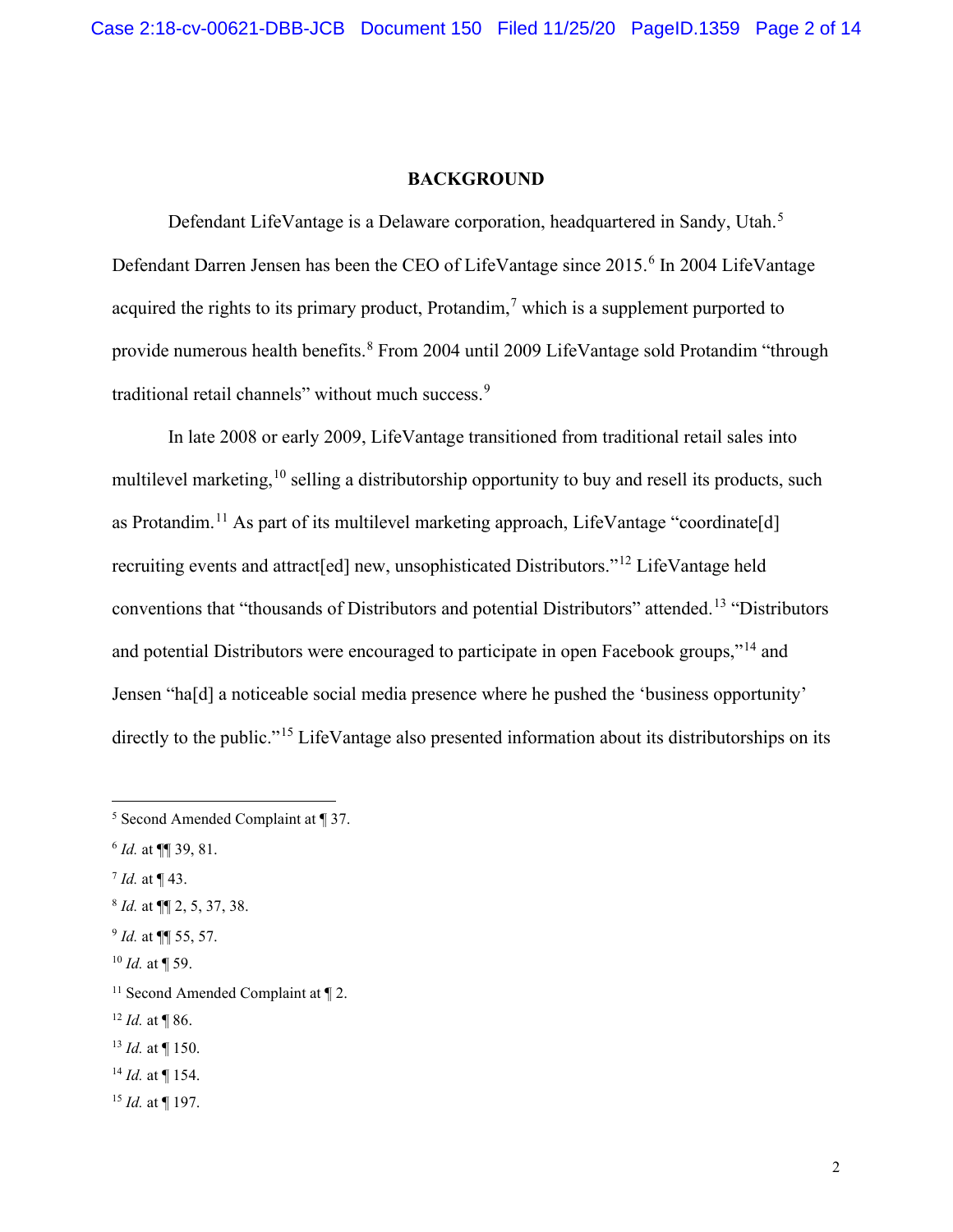## BACKGROUND

Defendant LifeVantage is a Delaware corporation, headquartered in Sandy, Utah.[5] Defendant Darren Jensen has been the CEO of LifeVantage since 2015.[6] In 2004 LifeVantage acquired the rights to its primary product, Protandim,[7] which is a supplement purported to provide numerous health benefits.[8] From 2004 until 2009 LifeVantage sold Protandim "through traditional retail channels" without much success.[9]

In late 2008 or early 2009, LifeVantage transitioned from traditional retail sales into multilevel marketing,[10] selling a distributorship opportunity to buy and resell its products, such as Protandim.[11] As part of its multilevel marketing approach, LifeVantage "coordinate[d] recruiting events and attract[ed] new, unsophisticated Distributors."[12] LifeVantage held conventions that "thousands of Distributors and potential Distributors" attended.[13] "Distributors and potential Distributors were encouraged to participate in open Facebook groups,"[14] and Jensen "ha[d] a noticeable social media presence where he pushed the 'business opportunity' directly to the public."[15] LifeVantage also presented information about its distributorships on its

---

[5] Second Amended Complaint at ¶ 37.

[6] *Id.* at ¶¶ 39, 81.

[7] *Id.* at ¶ 43.

[8] *Id.* at ¶¶ 2, 5, 37, 38.

[9] *Id.* at ¶¶ 55, 57.

[10] *Id.* at ¶ 59.

[11] Second Amended Complaint at ¶ 2.

[12] *Id.* at ¶ 86.

[13] *Id.* at ¶ 150.

[14] *Id.* at ¶ 154.

[15] *Id.* at ¶ 197.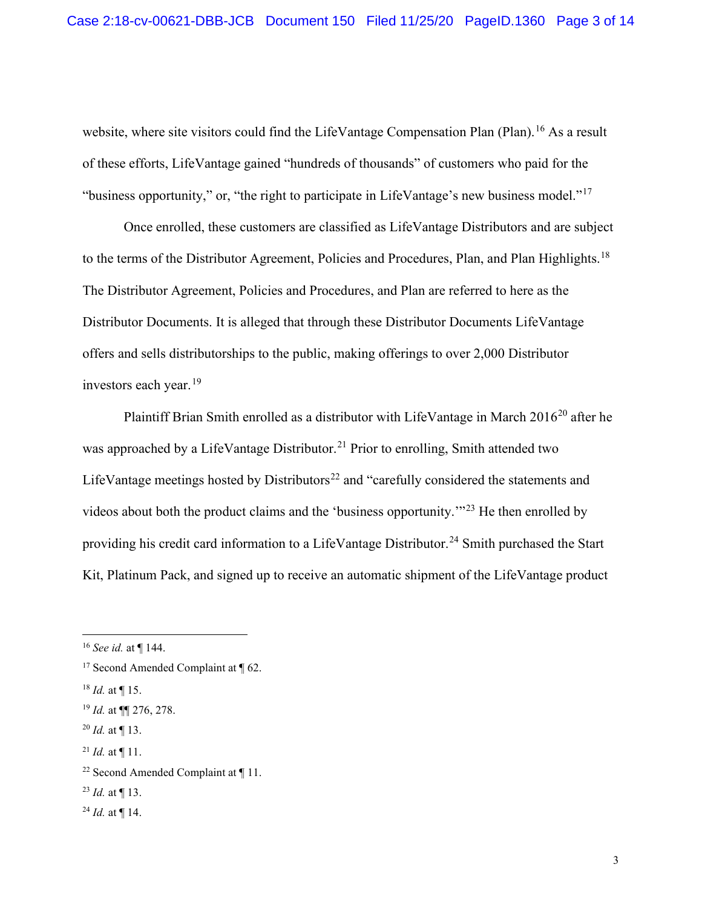website, where site visitors could find the LifeVantage Compensation Plan (Plan).[16] As a result of these efforts, LifeVantage gained "hundreds of thousands" of customers who paid for the "business opportunity," or, "the right to participate in LifeVantage's new business model."[17]

Once enrolled, these customers are classified as LifeVantage Distributors and are subject to the terms of the Distributor Agreement, Policies and Procedures, Plan, and Plan Highlights.[18] The Distributor Agreement, Policies and Procedures, and Plan are referred to here as the Distributor Documents. It is alleged that through these Distributor Documents LifeVantage offers and sells distributorships to the public, making offerings to over 2,000 Distributor investors each year.[19]

Plaintiff Brian Smith enrolled as a distributor with LifeVantage in March 2016[20] after he was approached by a LifeVantage Distributor.[21] Prior to enrolling, Smith attended two LifeVantage meetings hosted by Distributors[22] and "carefully considered the statements and videos about both the product claims and the 'business opportunity.'"[23] He then enrolled by providing his credit card information to a LifeVantage Distributor.[24] Smith purchased the Start Kit, Platinum Pack, and signed up to receive an automatic shipment of the LifeVantage product

---

[16] *See id.* at ¶ 144.

[17] Second Amended Complaint at ¶ 62.

[18] *Id.* at ¶ 15.

[19] *Id.* at ¶¶ 276, 278.

[20] *Id.* at ¶ 13.

[21] *Id.* at ¶ 11.

[22] Second Amended Complaint at ¶ 11.

[23] *Id.* at ¶ 13.

[24] *Id.* at ¶ 14.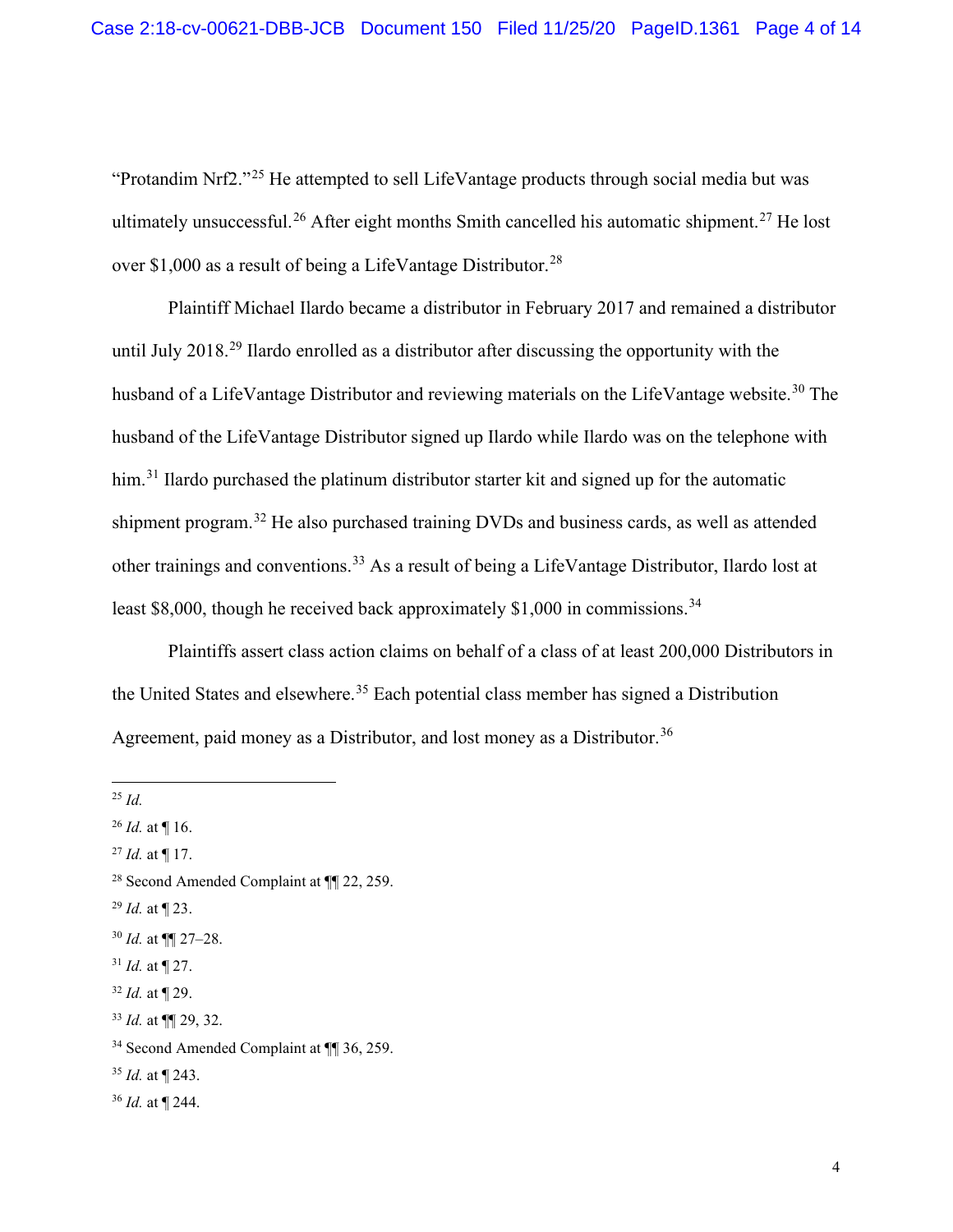"Protandim Nrf2."[25] He attempted to sell LifeVantage products through social media but was ultimately unsuccessful.[26] After eight months Smith cancelled his automatic shipment.[27] He lost over $1,000 as a result of being a LifeVantage Distributor.[28]

Plaintiff Michael Ilardo became a distributor in February 2017 and remained a distributor until July 2018.[29] Ilardo enrolled as a distributor after discussing the opportunity with the husband of a LifeVantage Distributor and reviewing materials on the LifeVantage website.[30] The husband of the LifeVantage Distributor signed up Ilardo while Ilardo was on the telephone with him.[31] Ilardo purchased the platinum distributor starter kit and signed up for the automatic shipment program.[32] He also purchased training DVDs and business cards, as well as attended other trainings and conventions.[33] As a result of being a LifeVantage Distributor, Ilardo lost at least $8,000, though he received back approximately $1,000 in commissions.[34]

Plaintiffs assert class action claims on behalf of a class of at least 200,000 Distributors in the United States and elsewhere.[35] Each potential class member has signed a Distribution Agreement, paid money as a Distributor, and lost money as a Distributor.[36]

---

[25] *Id.*

[26] *Id.* at ¶ 16.

[27] *Id.* at ¶ 17.

[28] Second Amended Complaint at ¶¶ 22, 259.

[29] *Id.* at ¶ 23.

[30] *Id.* at ¶¶ 27–28.

[31] *Id.* at ¶ 27.

[32] *Id.* at ¶ 29.

[33] *Id.* at ¶¶ 29, 32.

[34] Second Amended Complaint at ¶¶ 36, 259.

[35] *Id.* at ¶ 243.

[36] *Id.* at ¶ 244.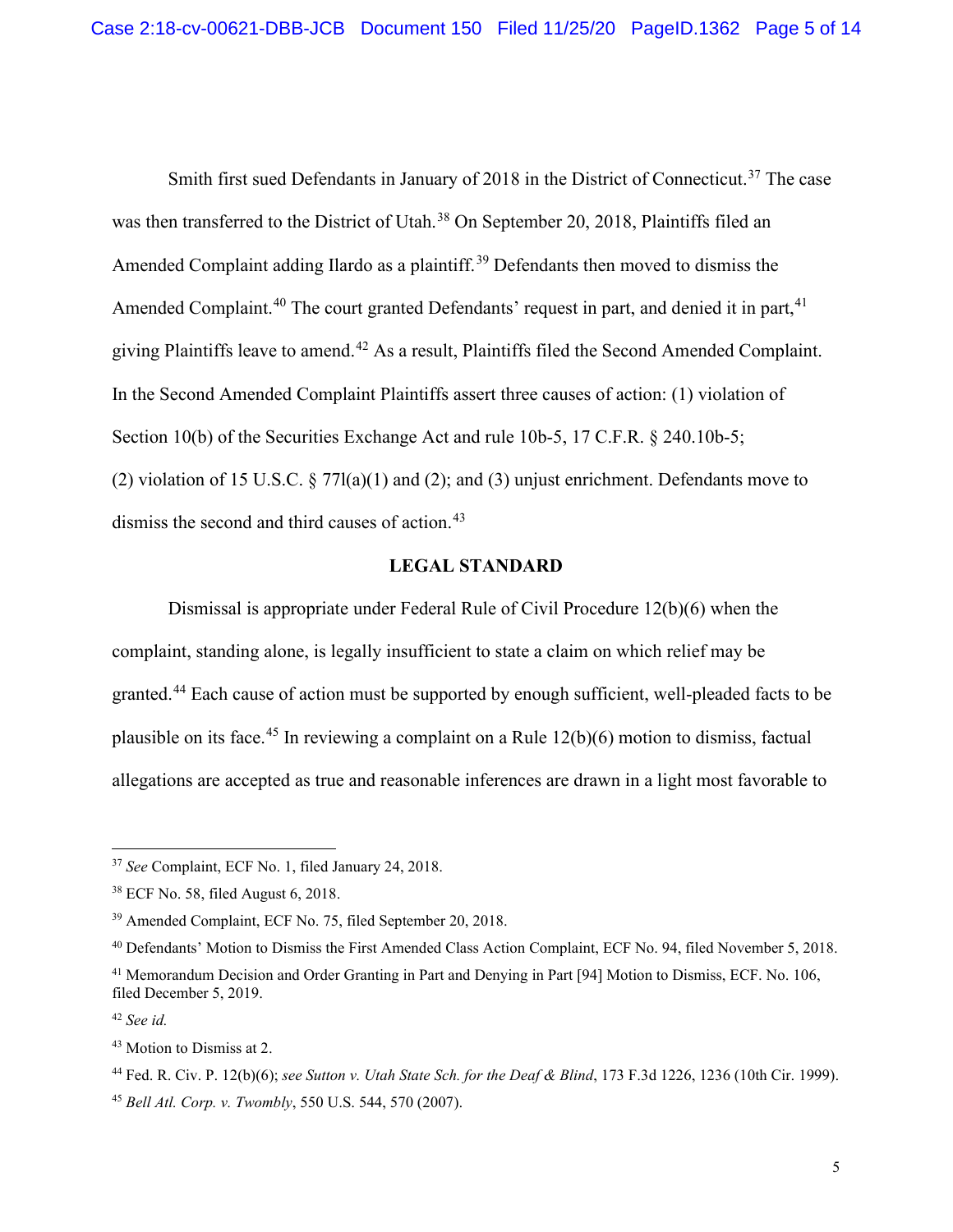Smith first sued Defendants in January of 2018 in the District of Connecticut.[37] The case was then transferred to the District of Utah.[38] On September 20, 2018, Plaintiffs filed an Amended Complaint adding Ilardo as a plaintiff.[39] Defendants then moved to dismiss the Amended Complaint.[40] The court granted Defendants' request in part, and denied it in part,[41] giving Plaintiffs leave to amend.[42] As a result, Plaintiffs filed the Second Amended Complaint. In the Second Amended Complaint Plaintiffs assert three causes of action: (1) violation of Section 10(b) of the Securities Exchange Act and rule 10b-5, 17 C.F.R. § 240.10b-5; (2) violation of 15 U.S.C. § 77l(a)(1) and (2); and (3) unjust enrichment. Defendants move to dismiss the second and third causes of action.[43]

## LEGAL STANDARD

Dismissal is appropriate under Federal Rule of Civil Procedure 12(b)(6) when the complaint, standing alone, is legally insufficient to state a claim on which relief may be granted.[44] Each cause of action must be supported by enough sufficient, well-pleaded facts to be plausible on its face.[45] In reviewing a complaint on a Rule 12(b)(6) motion to dismiss, factual allegations are accepted as true and reasonable inferences are drawn in a light most favorable to

---

[37] *See* Complaint, ECF No. 1, filed January 24, 2018.

[38] ECF No. 58, filed August 6, 2018.

[39] Amended Complaint, ECF No. 75, filed September 20, 2018.

[40] Defendants' Motion to Dismiss the First Amended Class Action Complaint, ECF No. 94, filed November 5, 2018.

[41] Memorandum Decision and Order Granting in Part and Denying in Part [94] Motion to Dismiss, ECF. No. 106, filed December 5, 2019.

[42] *See id.*

[43] Motion to Dismiss at 2.

[44] Fed. R. Civ. P. 12(b)(6); *see Sutton v. Utah State Sch. for the Deaf & Blind*, 173 F.3d 1226, 1236 (10th Cir. 1999).

[45] *Bell Atl. Corp. v. Twombly*, 550 U.S. 544, 570 (2007).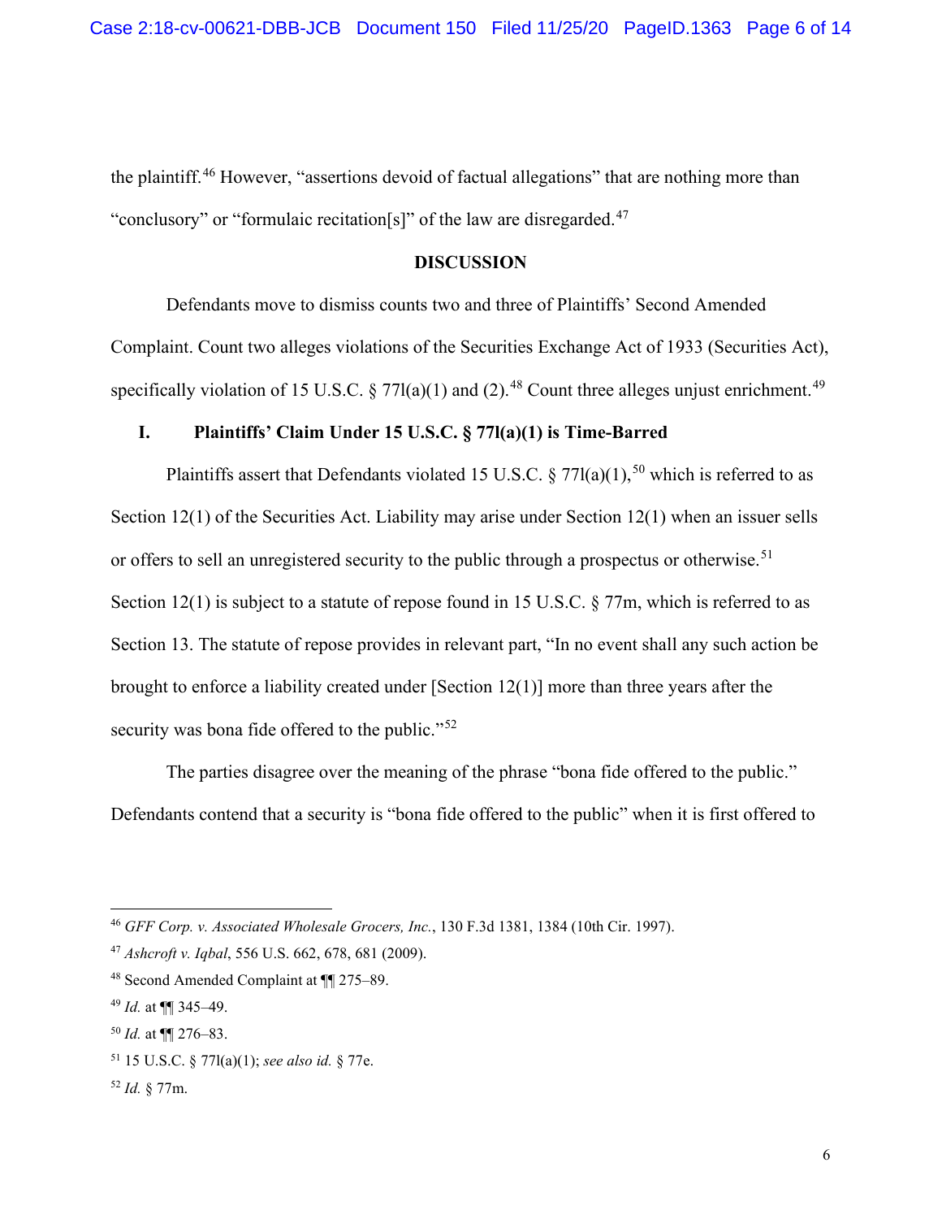the plaintiff.[46] However, "assertions devoid of factual allegations" that are nothing more than "conclusory" or "formulaic recitation[s]" of the law are disregarded.[47]

## DISCUSSION

Defendants move to dismiss counts two and three of Plaintiffs' Second Amended Complaint. Count two alleges violations of the Securities Exchange Act of 1933 (Securities Act), specifically violation of 15 U.S.C. § 77l(a)(1) and (2).[48] Count three alleges unjust enrichment.[49]

### I. Plaintiffs' Claim Under 15 U.S.C. § 77l(a)(1) is Time-Barred

Plaintiffs assert that Defendants violated 15 U.S.C. § 77l(a)(1),[50] which is referred to as Section 12(1) of the Securities Act. Liability may arise under Section 12(1) when an issuer sells or offers to sell an unregistered security to the public through a prospectus or otherwise.[51] Section 12(1) is subject to a statute of repose found in 15 U.S.C. § 77m, which is referred to as Section 13. The statute of repose provides in relevant part, "In no event shall any such action be brought to enforce a liability created under [Section 12(1)] more than three years after the security was bona fide offered to the public."[52]

The parties disagree over the meaning of the phrase "bona fide offered to the public." Defendants contend that a security is "bona fide offered to the public" when it is first offered to

---

[46] *GFF Corp. v. Associated Wholesale Grocers, Inc.*, 130 F.3d 1381, 1384 (10th Cir. 1997).

[47] *Ashcroft v. Iqbal*, 556 U.S. 662, 678, 681 (2009).

[48] Second Amended Complaint at ¶¶ 275–89.

[49] *Id.* at ¶¶ 345–49.

[50] *Id.* at ¶¶ 276–83.

[51] 15 U.S.C. § 77l(a)(1); *see also id.* § 77e.

[52] *Id.* § 77m.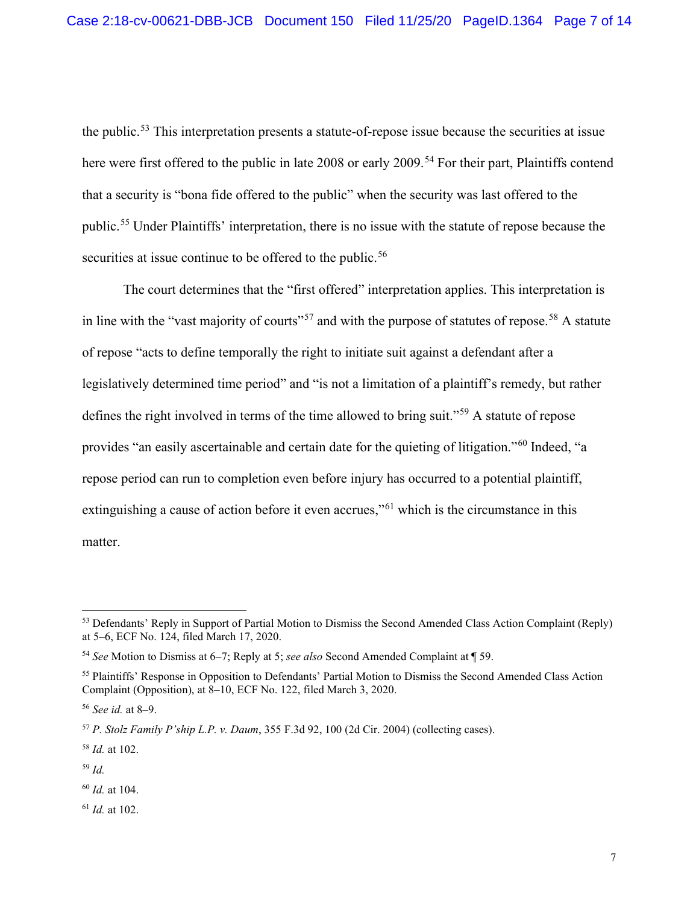the public.[53] This interpretation presents a statute-of-repose issue because the securities at issue here were first offered to the public in late 2008 or early 2009.[54] For their part, Plaintiffs contend that a security is "bona fide offered to the public" when the security was last offered to the public.[55] Under Plaintiffs' interpretation, there is no issue with the statute of repose because the securities at issue continue to be offered to the public.[56]

The court determines that the "first offered" interpretation applies. This interpretation is in line with the "vast majority of courts"[57] and with the purpose of statutes of repose.[58] A statute of repose "acts to define temporally the right to initiate suit against a defendant after a legislatively determined time period" and "is not a limitation of a plaintiff's remedy, but rather defines the right involved in terms of the time allowed to bring suit."[59] A statute of repose provides "an easily ascertainable and certain date for the quieting of litigation."[60] Indeed, "a repose period can run to completion even before injury has occurred to a potential plaintiff, extinguishing a cause of action before it even accrues,"[61] which is the circumstance in this matter.

---

[53] Defendants' Reply in Support of Partial Motion to Dismiss the Second Amended Class Action Complaint (Reply) at 5–6, ECF No. 124, filed March 17, 2020.

[54] *See* Motion to Dismiss at 6–7; Reply at 5; *see also* Second Amended Complaint at ¶ 59.

[55] Plaintiffs' Response in Opposition to Defendants' Partial Motion to Dismiss the Second Amended Class Action Complaint (Opposition), at 8–10, ECF No. 122, filed March 3, 2020.

[56] *See id.* at 8–9.

[57] *P. Stolz Family P'ship L.P. v. Daum*, 355 F.3d 92, 100 (2d Cir. 2004) (collecting cases).

[58] *Id.* at 102.

[59] *Id.*

[60] *Id.* at 104.

[61] *Id.* at 102.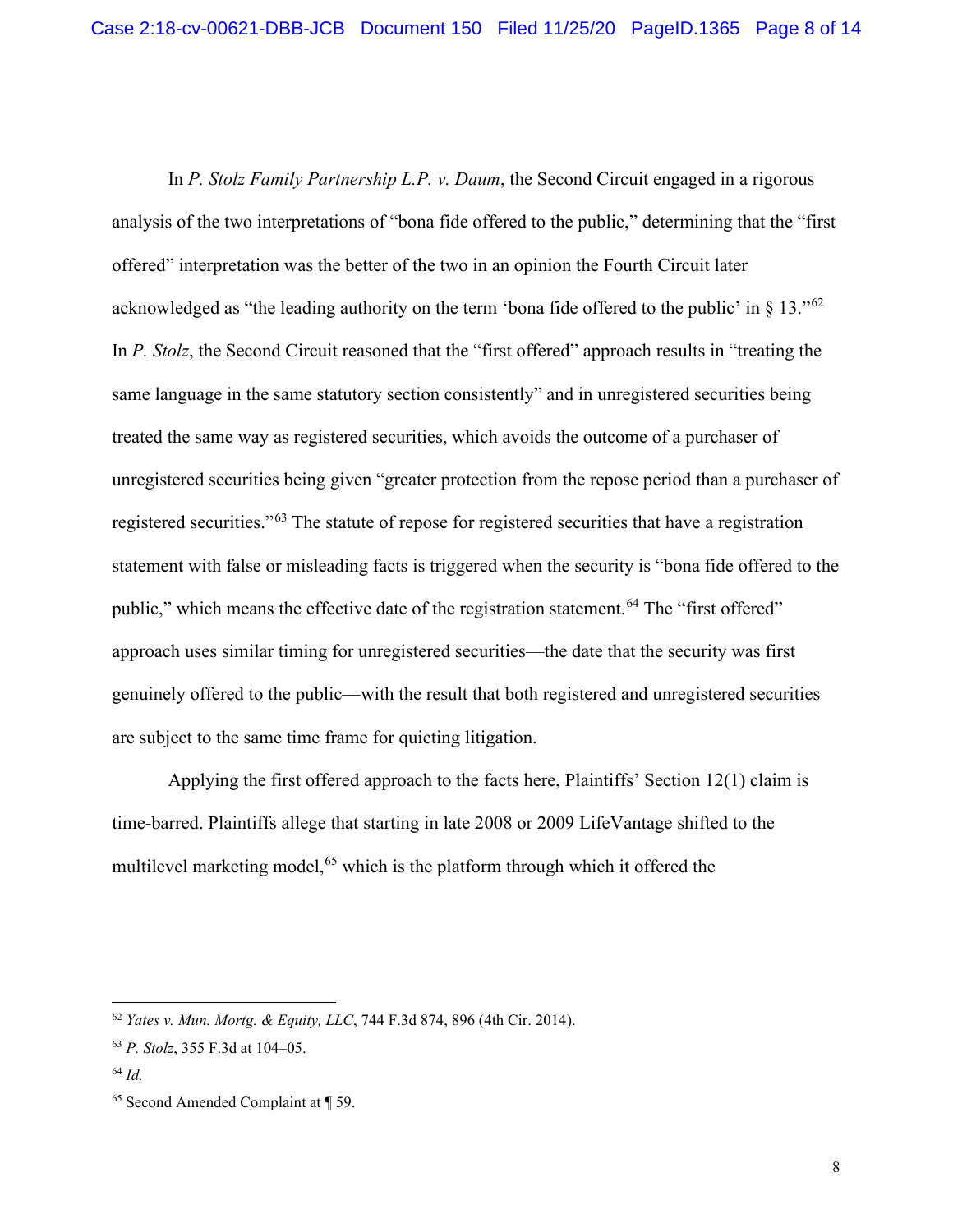In *P. Stolz Family Partnership L.P. v. Daum*, the Second Circuit engaged in a rigorous analysis of the two interpretations of "bona fide offered to the public," determining that the "first offered" interpretation was the better of the two in an opinion the Fourth Circuit later acknowledged as "the leading authority on the term 'bona fide offered to the public' in § 13."[62] In *P. Stolz*, the Second Circuit reasoned that the "first offered" approach results in "treating the same language in the same statutory section consistently" and in unregistered securities being treated the same way as registered securities, which avoids the outcome of a purchaser of unregistered securities being given "greater protection from the repose period than a purchaser of registered securities."[63] The statute of repose for registered securities that have a registration statement with false or misleading facts is triggered when the security is "bona fide offered to the public," which means the effective date of the registration statement.[64] The "first offered" approach uses similar timing for unregistered securities—the date that the security was first genuinely offered to the public—with the result that both registered and unregistered securities are subject to the same time frame for quieting litigation.

Applying the first offered approach to the facts here, Plaintiffs' Section 12(1) claim is time-barred. Plaintiffs allege that starting in late 2008 or 2009 LifeVantage shifted to the multilevel marketing model,[65] which is the platform through which it offered the

---

[62] *Yates v. Mun. Mortg. & Equity, LLC*, 744 F.3d 874, 896 (4th Cir. 2014).

[63] *P. Stolz*, 355 F.3d at 104–05.

[64] *Id.*

[65] Second Amended Complaint at ¶ 59.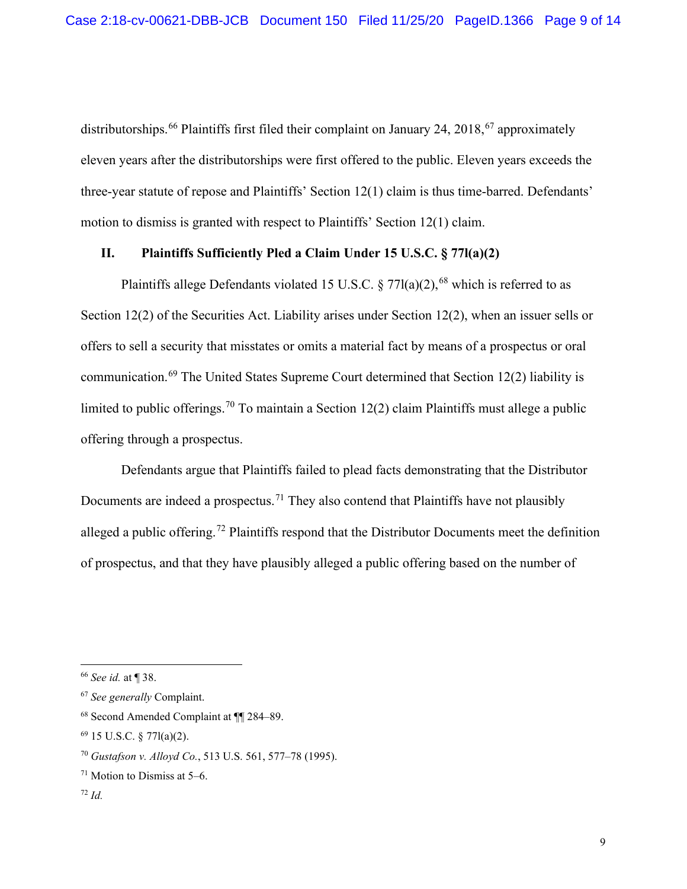distributorships.[66] Plaintiffs first filed their complaint on January 24, 2018,[67] approximately eleven years after the distributorships were first offered to the public. Eleven years exceeds the three-year statute of repose and Plaintiffs' Section 12(1) claim is thus time-barred. Defendants' motion to dismiss is granted with respect to Plaintiffs' Section 12(1) claim.

## II. Plaintiffs Sufficiently Pled a Claim Under 15 U.S.C. § 77l(a)(2)

Plaintiffs allege Defendants violated 15 U.S.C. § 77l(a)(2),[68] which is referred to as Section 12(2) of the Securities Act. Liability arises under Section 12(2), when an issuer sells or offers to sell a security that misstates or omits a material fact by means of a prospectus or oral communication.[69] The United States Supreme Court determined that Section 12(2) liability is limited to public offerings.[70] To maintain a Section 12(2) claim Plaintiffs must allege a public offering through a prospectus.

Defendants argue that Plaintiffs failed to plead facts demonstrating that the Distributor Documents are indeed a prospectus.[71] They also contend that Plaintiffs have not plausibly alleged a public offering.[72] Plaintiffs respond that the Distributor Documents meet the definition of prospectus, and that they have plausibly alleged a public offering based on the number of

---

[66] *See id.* at ¶ 38.

[67] *See generally* Complaint.

[68] Second Amended Complaint at ¶¶ 284–89.

[69] 15 U.S.C. § 77l(a)(2).

[70] *Gustafson v. Alloyd Co.*, 513 U.S. 561, 577–78 (1995).

[71] Motion to Dismiss at 5–6.

[72] *Id.*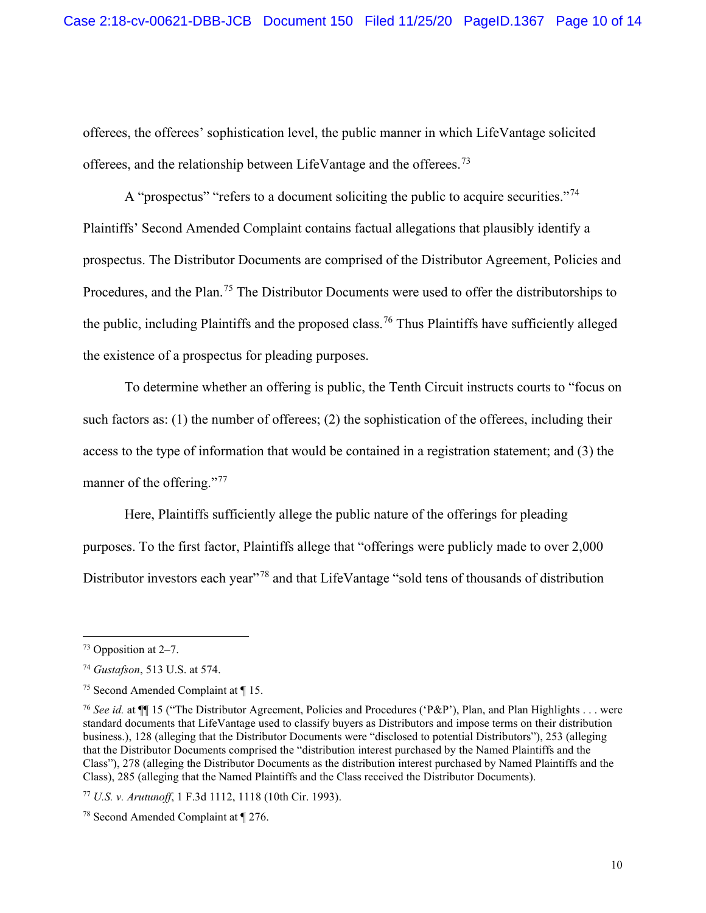offerees, the offerees' sophistication level, the public manner in which LifeVantage solicited offerees, and the relationship between LifeVantage and the offerees.[73]

A "prospectus" "refers to a document soliciting the public to acquire securities."[74] Plaintiffs' Second Amended Complaint contains factual allegations that plausibly identify a prospectus. The Distributor Documents are comprised of the Distributor Agreement, Policies and Procedures, and the Plan.[75] The Distributor Documents were used to offer the distributorships to the public, including Plaintiffs and the proposed class.[76] Thus Plaintiffs have sufficiently alleged the existence of a prospectus for pleading purposes.

To determine whether an offering is public, the Tenth Circuit instructs courts to "focus on such factors as: (1) the number of offerees; (2) the sophistication of the offerees, including their access to the type of information that would be contained in a registration statement; and (3) the manner of the offering."[77]

Here, Plaintiffs sufficiently allege the public nature of the offerings for pleading purposes. To the first factor, Plaintiffs allege that "offerings were publicly made to over 2,000 Distributor investors each year"[78] and that LifeVantage "sold tens of thousands of distribution

---

[73] Opposition at 2–7.

[74] *Gustafson*, 513 U.S. at 574.

[75] Second Amended Complaint at ¶ 15.

[76] *See id.* at ¶¶ 15 ("The Distributor Agreement, Policies and Procedures ('P&P'), Plan, and Plan Highlights . . . were standard documents that LifeVantage used to classify buyers as Distributors and impose terms on their distribution business.), 128 (alleging that the Distributor Documents were "disclosed to potential Distributors"), 253 (alleging that the Distributor Documents comprised the "distribution interest purchased by the Named Plaintiffs and the Class"), 278 (alleging the Distributor Documents as the distribution interest purchased by Named Plaintiffs and the Class), 285 (alleging that the Named Plaintiffs and the Class received the Distributor Documents).

[77] *U.S. v. Arutunoff*, 1 F.3d 1112, 1118 (10th Cir. 1993).

[78] Second Amended Complaint at ¶ 276.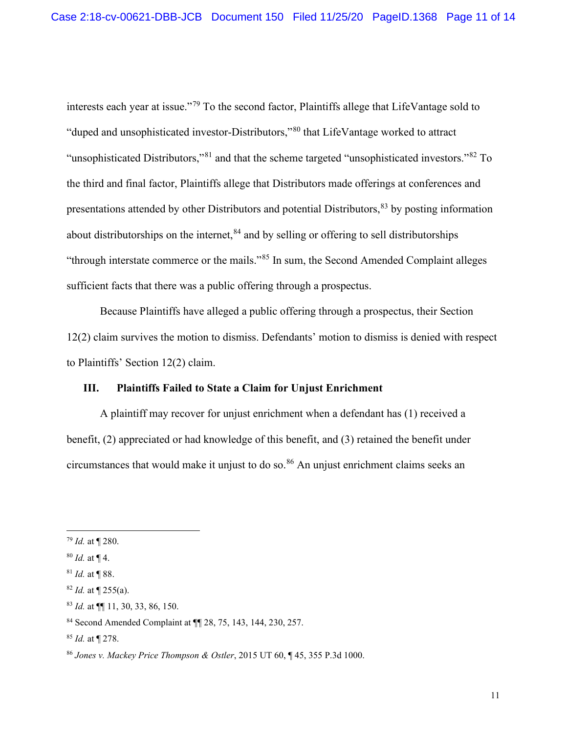interests each year at issue."[79] To the second factor, Plaintiffs allege that LifeVantage sold to "duped and unsophisticated investor-Distributors,"[80] that LifeVantage worked to attract "unsophisticated Distributors,"[81] and that the scheme targeted "unsophisticated investors."[82] To the third and final factor, Plaintiffs allege that Distributors made offerings at conferences and presentations attended by other Distributors and potential Distributors,[83] by posting information about distributorships on the internet,[84] and by selling or offering to sell distributorships "through interstate commerce or the mails."[85] In sum, the Second Amended Complaint alleges sufficient facts that there was a public offering through a prospectus.

Because Plaintiffs have alleged a public offering through a prospectus, their Section 12(2) claim survives the motion to dismiss. Defendants' motion to dismiss is denied with respect to Plaintiffs' Section 12(2) claim.

### III. Plaintiffs Failed to State a Claim for Unjust Enrichment

A plaintiff may recover for unjust enrichment when a defendant has (1) received a benefit, (2) appreciated or had knowledge of this benefit, and (3) retained the benefit under circumstances that would make it unjust to do so.[86] An unjust enrichment claims seeks an

---

[79] *Id.* at ¶ 280.

[80] *Id.* at ¶ 4.

[81] *Id.* at ¶ 88.

[82] *Id.* at ¶ 255(a).

[83] *Id.* at ¶¶ 11, 30, 33, 86, 150.

[84] Second Amended Complaint at ¶¶ 28, 75, 143, 144, 230, 257.

[85] *Id.* at ¶ 278.

[86] *Jones v. Mackey Price Thompson & Ostler*, 2015 UT 60, ¶ 45, 355 P.3d 1000.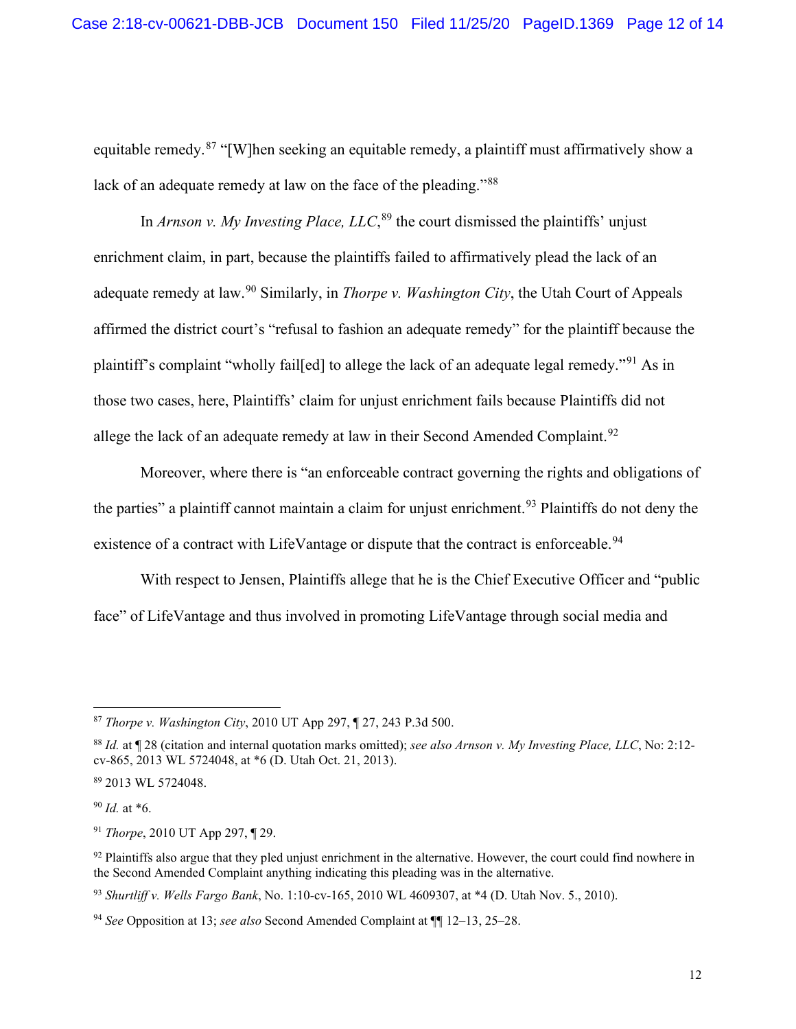equitable remedy.[87] "[W]hen seeking an equitable remedy, a plaintiff must affirmatively show a lack of an adequate remedy at law on the face of the pleading."[88]

In *Arnson v. My Investing Place, LLC*,[89] the court dismissed the plaintiffs' unjust enrichment claim, in part, because the plaintiffs failed to affirmatively plead the lack of an adequate remedy at law.[90] Similarly, in *Thorpe v. Washington City*, the Utah Court of Appeals affirmed the district court's "refusal to fashion an adequate remedy" for the plaintiff because the plaintiff's complaint "wholly fail[ed] to allege the lack of an adequate legal remedy."[91] As in those two cases, here, Plaintiffs' claim for unjust enrichment fails because Plaintiffs did not allege the lack of an adequate remedy at law in their Second Amended Complaint.[92]

Moreover, where there is "an enforceable contract governing the rights and obligations of the parties" a plaintiff cannot maintain a claim for unjust enrichment.[93] Plaintiffs do not deny the existence of a contract with LifeVantage or dispute that the contract is enforceable.[94]

With respect to Jensen, Plaintiffs allege that he is the Chief Executive Officer and "public face" of LifeVantage and thus involved in promoting LifeVantage through social media and

---

[87] *Thorpe v. Washington City*, 2010 UT App 297, ¶ 27, 243 P.3d 500.

[88] *Id.* at ¶ 28 (citation and internal quotation marks omitted); *see also Arnson v. My Investing Place, LLC*, No: 2:12-cv-865, 2013 WL 5724048, at *6 (D. Utah Oct. 21, 2013).

[89] 2013 WL 5724048.

[90] *Id.* at *6.

[91] *Thorpe*, 2010 UT App 297, ¶ 29.

[92] Plaintiffs also argue that they pled unjust enrichment in the alternative. However, the court could find nowhere in the Second Amended Complaint anything indicating this pleading was in the alternative.

[93] *Shurtliff v. Wells Fargo Bank*, No. 1:10-cv-165, 2010 WL 4609307, at *4 (D. Utah Nov. 5., 2010).

[94] *See* Opposition at 13; *see also* Second Amended Complaint at ¶¶ 12–13, 25–28.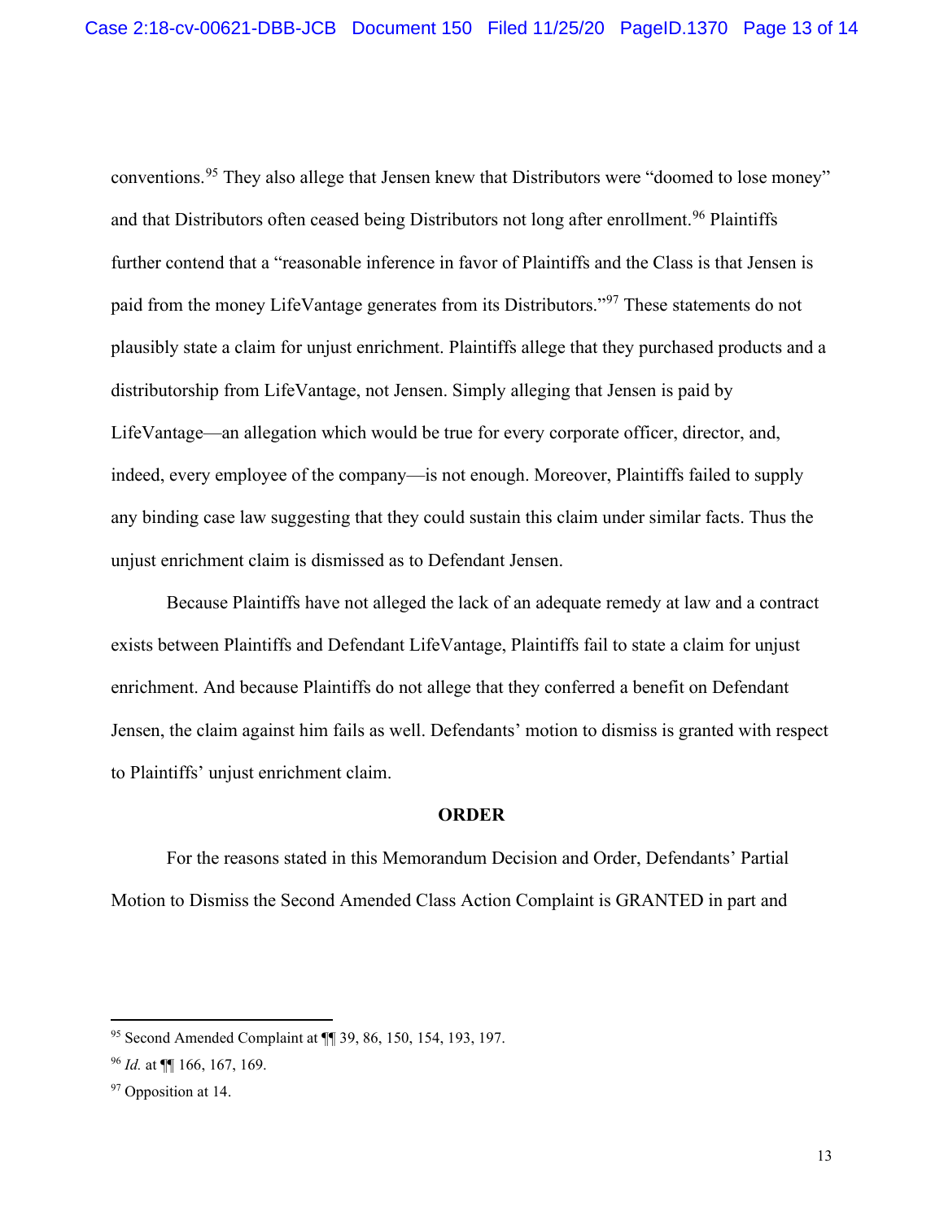conventions.[95] They also allege that Jensen knew that Distributors were "doomed to lose money" and that Distributors often ceased being Distributors not long after enrollment.[96] Plaintiffs further contend that a "reasonable inference in favor of Plaintiffs and the Class is that Jensen is paid from the money LifeVantage generates from its Distributors."[97] These statements do not plausibly state a claim for unjust enrichment. Plaintiffs allege that they purchased products and a distributorship from LifeVantage, not Jensen. Simply alleging that Jensen is paid by LifeVantage—an allegation which would be true for every corporate officer, director, and, indeed, every employee of the company—is not enough. Moreover, Plaintiffs failed to supply any binding case law suggesting that they could sustain this claim under similar facts. Thus the unjust enrichment claim is dismissed as to Defendant Jensen.

Because Plaintiffs have not alleged the lack of an adequate remedy at law and a contract exists between Plaintiffs and Defendant LifeVantage, Plaintiffs fail to state a claim for unjust enrichment. And because Plaintiffs do not allege that they conferred a benefit on Defendant Jensen, the claim against him fails as well. Defendants' motion to dismiss is granted with respect to Plaintiffs' unjust enrichment claim.

**ORDER**

For the reasons stated in this Memorandum Decision and Order, Defendants' Partial Motion to Dismiss the Second Amended Class Action Complaint is GRANTED in part and

---

[95] Second Amended Complaint at ¶¶ 39, 86, 150, 154, 193, 197.

[96] *Id.* at ¶¶ 166, 167, 169.

[97] Opposition at 14.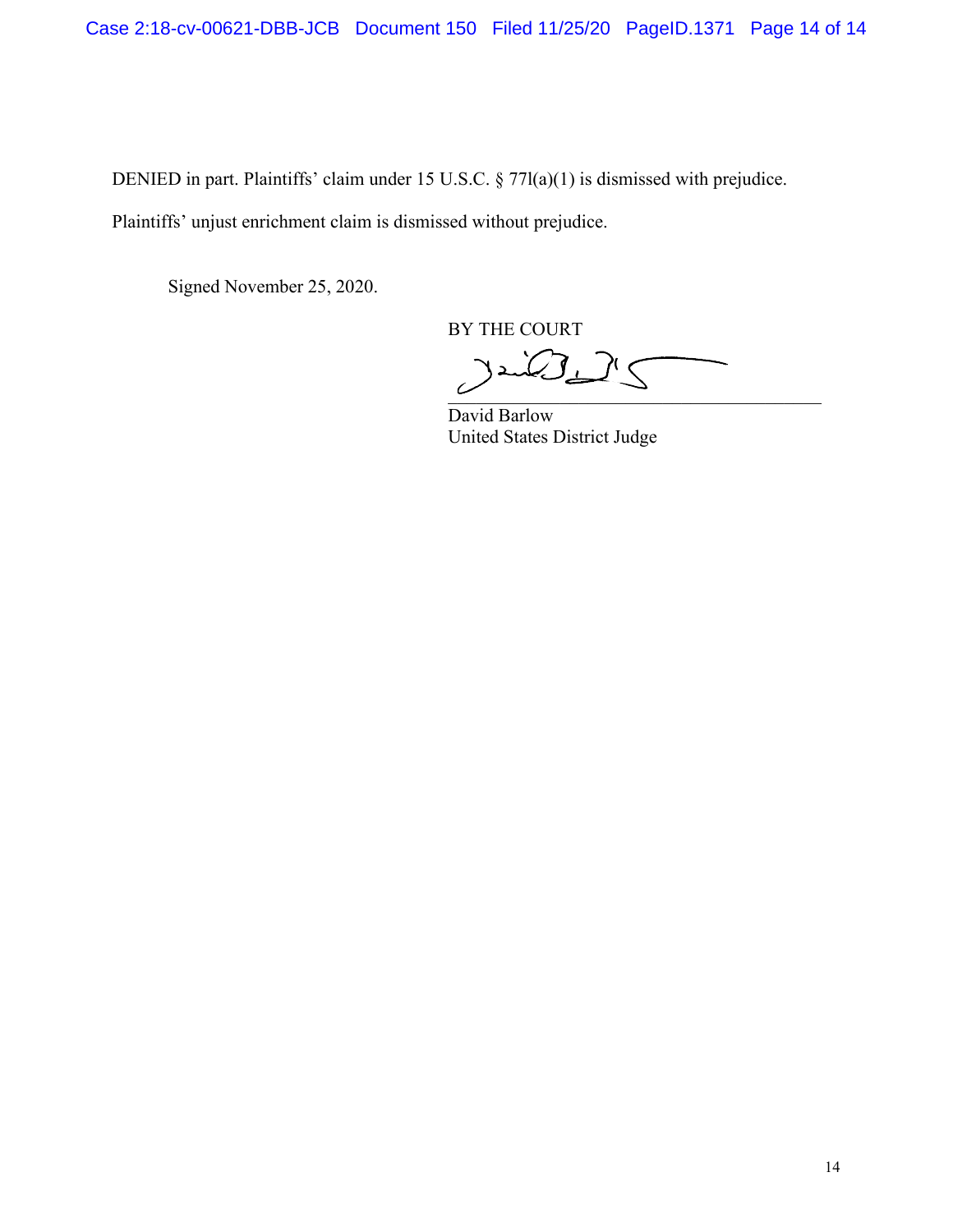DENIED in part. Plaintiffs' claim under 15 U.S.C. § 77l(a)(1) is dismissed with prejudice. Plaintiffs' unjust enrichment claim is dismissed without prejudice.

Signed November 25, 2020.

BY THE COURT

David Barlow
United States District Judge